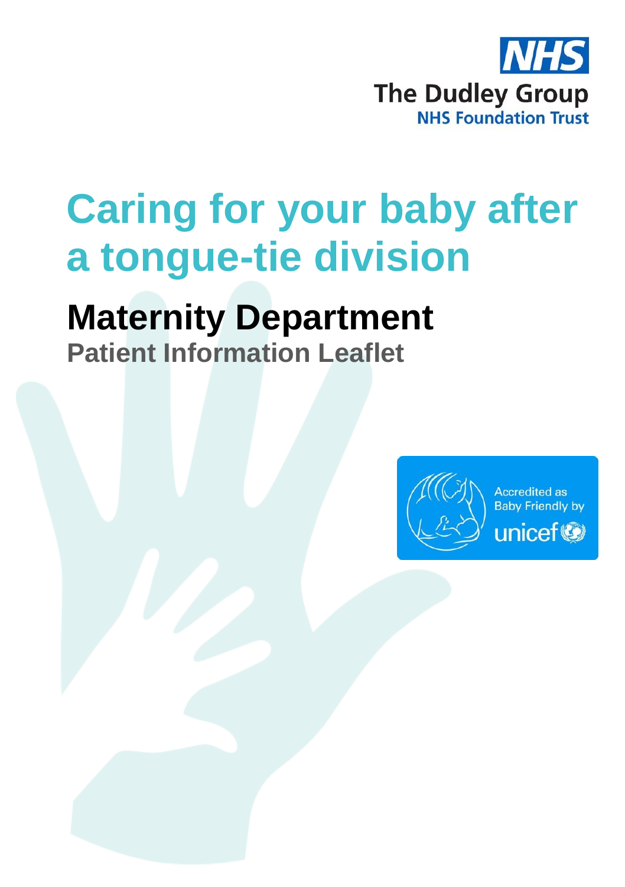NHS

The Dudley Group

NHS Foundation Trust

# Caring for your baby after a tongue-tie division

## Maternity Department

### Patient Information Leaflet

Accredited as Baby Friendly by unicef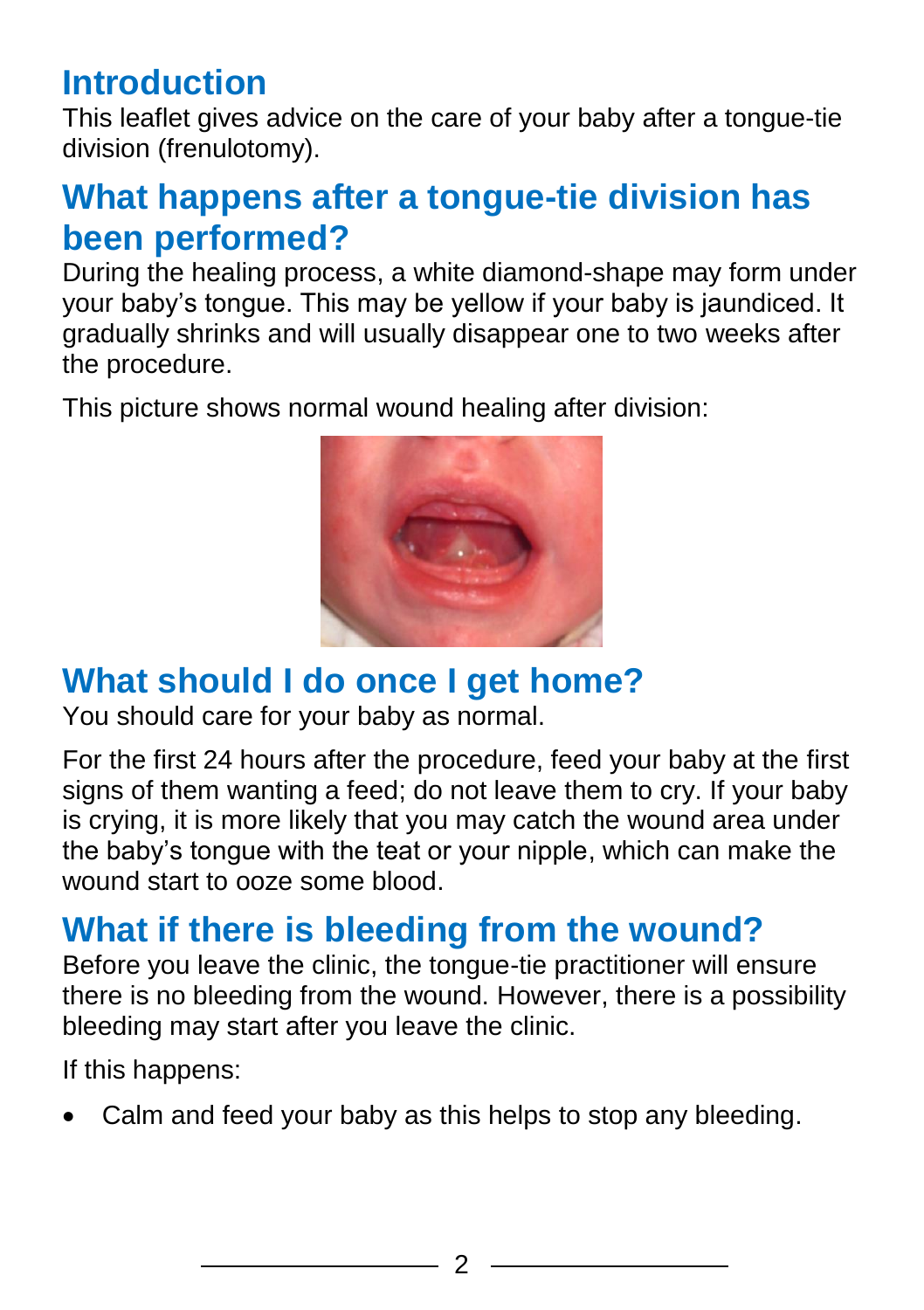## Introduction

This leaflet gives advice on the care of your baby after a tongue-tie division (frenulotomy).

## What happens after a tongue-tie division has been performed?

During the healing process, a white diamond-shape may form under your baby's tongue. This may be yellow if your baby is jaundiced. It gradually shrinks and will usually disappear one to two weeks after the procedure.

This picture shows normal wound healing after division:

## What should I do once I get home?

You should care for your baby as normal.

For the first 24 hours after the procedure, feed your baby at the first signs of them wanting a feed; do not leave them to cry. If your baby is crying, it is more likely that you may catch the wound area under the baby's tongue with the teat or your nipple, which can make the wound start to ooze some blood.

## What if there is bleeding from the wound?

Before you leave the clinic, the tongue-tie practitioner will ensure there is no bleeding from the wound. However, there is a possibility bleeding may start after you leave the clinic.

If this happens:

- Calm and feed your baby as this helps to stop any bleeding.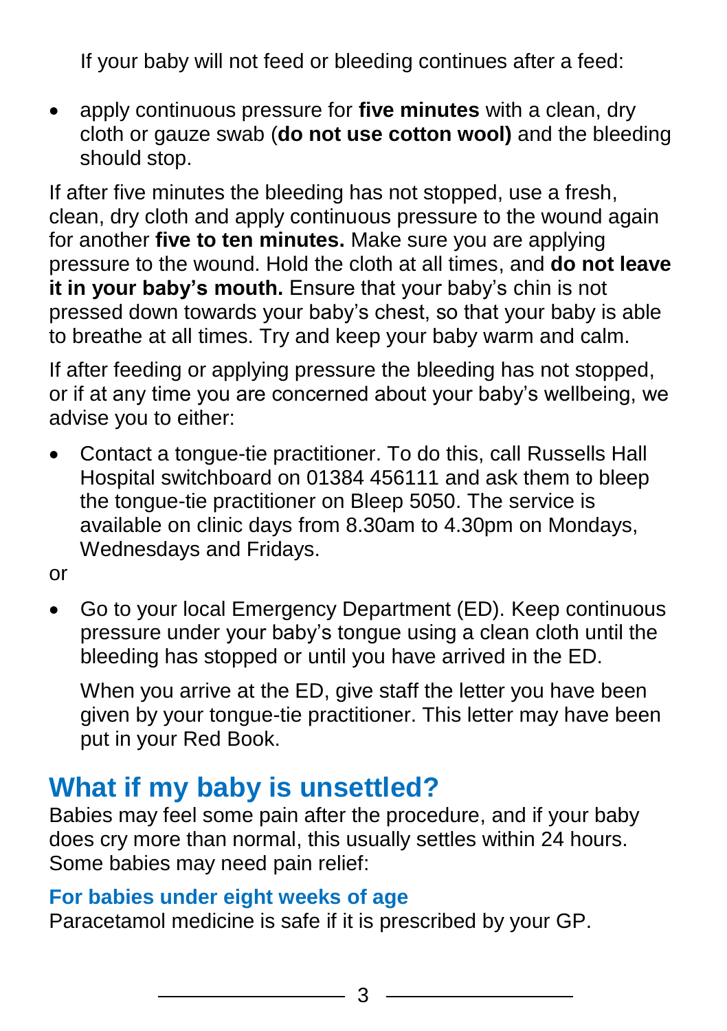If your baby will not feed or bleeding continues after a feed:

- apply continuous pressure for **five minutes** with a clean, dry cloth or gauze swab (**do not use cotton wool)** and the bleeding should stop.

If after five minutes the bleeding has not stopped, use a fresh, clean, dry cloth and apply continuous pressure to the wound again for another **five to ten minutes.** Make sure you are applying pressure to the wound. Hold the cloth at all times, and **do not leave it in your baby's mouth.** Ensure that your baby's chin is not pressed down towards your baby's chest, so that your baby is able to breathe at all times. Try and keep your baby warm and calm.

If after feeding or applying pressure the bleeding has not stopped, or if at any time you are concerned about your baby's wellbeing, we advise you to either:

- Contact a tongue-tie practitioner. To do this, call Russells Hall Hospital switchboard on 01384 456111 and ask them to bleep the tongue-tie practitioner on Bleep 5050. The service is available on clinic days from 8.30am to 4.30pm on Mondays, Wednesdays and Fridays.

or

- Go to your local Emergency Department (ED). Keep continuous pressure under your baby's tongue using a clean cloth until the bleeding has stopped or until you have arrived in the ED.

  When you arrive at the ED, give staff the letter you have been given by your tongue-tie practitioner. This letter may have been put in your Red Book.

## What if my baby is unsettled?

Babies may feel some pain after the procedure, and if your baby does cry more than normal, this usually settles within 24 hours. Some babies may need pain relief:

### For babies under eight weeks of age

Paracetamol medicine is safe if it is prescribed by your GP.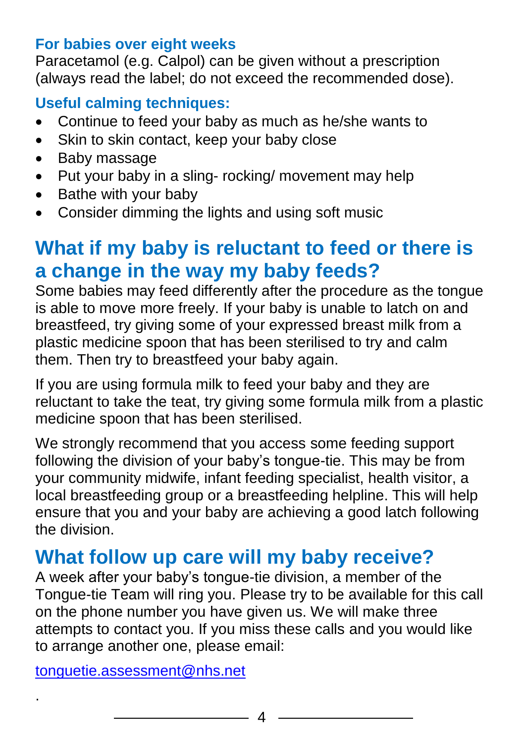### For babies over eight weeks

Paracetamol (e.g. Calpol) can be given without a prescription (always read the label; do not exceed the recommended dose).

### Useful calming techniques:

- Continue to feed your baby as much as he/she wants to
- Skin to skin contact, keep your baby close
- Baby massage
- Put your baby in a sling- rocking/ movement may help
- Bathe with your baby
- Consider dimming the lights and using soft music

## What if my baby is reluctant to feed or there is a change in the way my baby feeds?

Some babies may feed differently after the procedure as the tongue is able to move more freely. If your baby is unable to latch on and breastfeed, try giving some of your expressed breast milk from a plastic medicine spoon that has been sterilised to try and calm them. Then try to breastfeed your baby again.

If you are using formula milk to feed your baby and they are reluctant to take the teat, try giving some formula milk from a plastic medicine spoon that has been sterilised.

We strongly recommend that you access some feeding support following the division of your baby's tongue-tie. This may be from your community midwife, infant feeding specialist, health visitor, a local breastfeeding group or a breastfeeding helpline. This will help ensure that you and your baby are achieving a good latch following the division.

## What follow up care will my baby receive?

A week after your baby's tongue-tie division, a member of the Tongue-tie Team will ring you. Please try to be available for this call on the phone number you have given us. We will make three attempts to contact you. If you miss these calls and you would like to arrange another one, please email:

tonguetie.assessment@nhs.net

.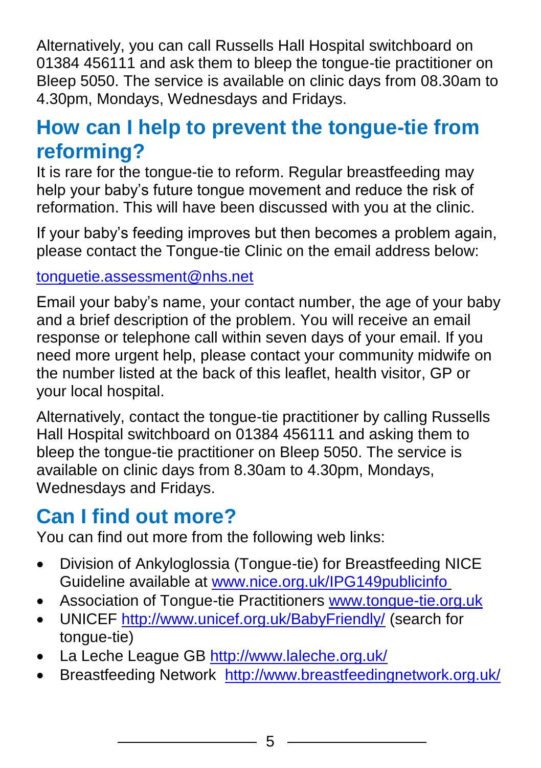Alternatively, you can call Russells Hall Hospital switchboard on 01384 456111 and ask them to bleep the tongue-tie practitioner on Bleep 5050. The service is available on clinic days from 08.30am to 4.30pm, Mondays, Wednesdays and Fridays.

## How can I help to prevent the tongue-tie from reforming?

It is rare for the tongue-tie to reform. Regular breastfeeding may help your baby's future tongue movement and reduce the risk of reformation. This will have been discussed with you at the clinic.

If your baby's feeding improves but then becomes a problem again, please contact the Tongue-tie Clinic on the email address below:

tonguetie.assessment@nhs.net

Email your baby's name, your contact number, the age of your baby and a brief description of the problem. You will receive an email response or telephone call within seven days of your email. If you need more urgent help, please contact your community midwife on the number listed at the back of this leaflet, health visitor, GP or your local hospital.

Alternatively, contact the tongue-tie practitioner by calling Russells Hall Hospital switchboard on 01384 456111 and asking them to bleep the tongue-tie practitioner on Bleep 5050. The service is available on clinic days from 8.30am to 4.30pm, Mondays, Wednesdays and Fridays.

## Can I find out more?

You can find out more from the following web links:

- Division of Ankyloglossia (Tongue-tie) for Breastfeeding NICE Guideline available at www.nice.org.uk/IPG149publicinfo
- Association of Tongue-tie Practitioners www.tongue-tie.org.uk
- UNICEF http://www.unicef.org.uk/BabyFriendly/ (search for tongue-tie)
- La Leche League GB http://www.laleche.org.uk/
- Breastfeeding Network http://www.breastfeedingnetwork.org.uk/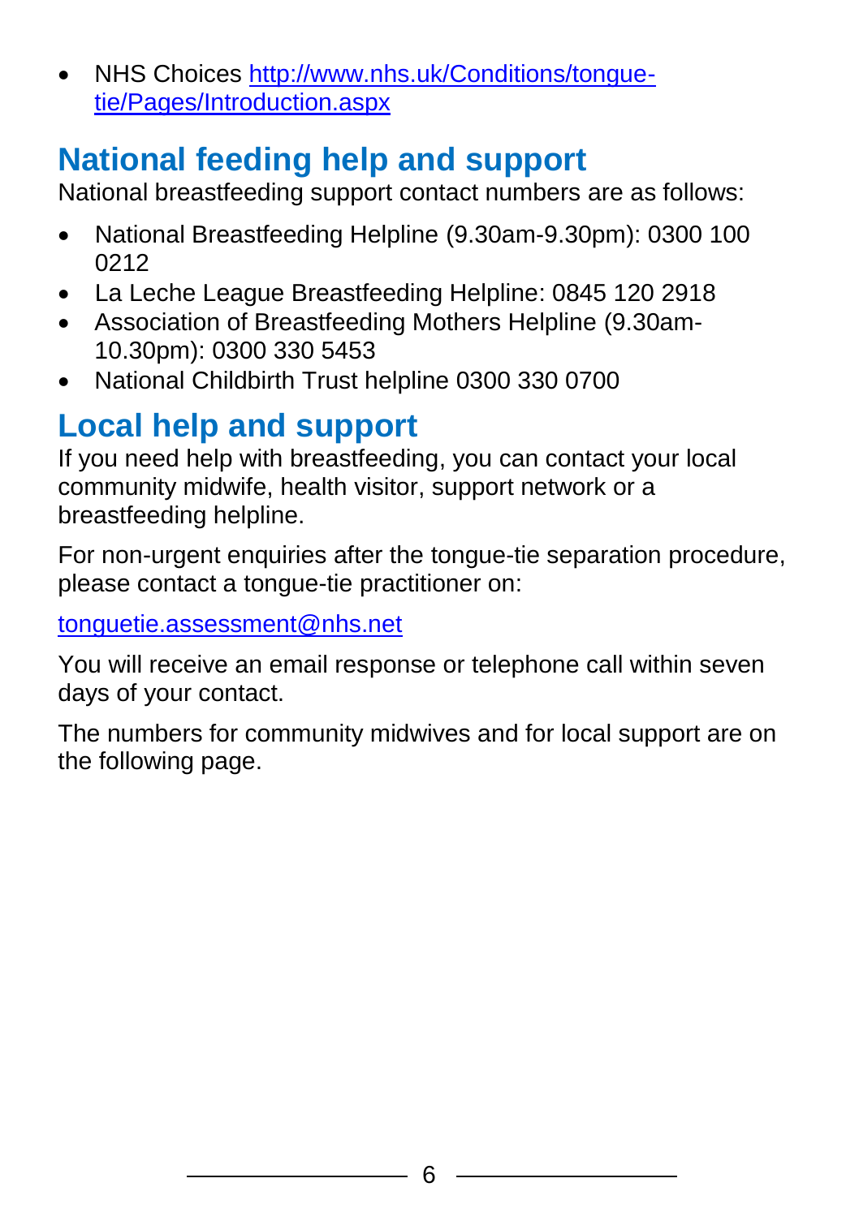- NHS Choices [http://www.nhs.uk/Conditions/tongue-tie/Pages/Introduction.aspx](http://www.nhs.uk/Conditions/tongue-tie/Pages/Introduction.aspx)

## National feeding help and support

National breastfeeding support contact numbers are as follows:

- National Breastfeeding Helpline (9.30am-9.30pm): 0300 100 0212
- La Leche League Breastfeeding Helpline: 0845 120 2918
- Association of Breastfeeding Mothers Helpline (9.30am-10.30pm): 0300 330 5453
- National Childbirth Trust helpline 0300 330 0700

## Local help and support

If you need help with breastfeeding, you can contact your local community midwife, health visitor, support network or a breastfeeding helpline.

For non-urgent enquiries after the tongue-tie separation procedure, please contact a tongue-tie practitioner on:

[tonguetie.assessment@nhs.net](mailto:tonguetie.assessment@nhs.net)

You will receive an email response or telephone call within seven days of your contact.

The numbers for community midwives and for local support are on the following page.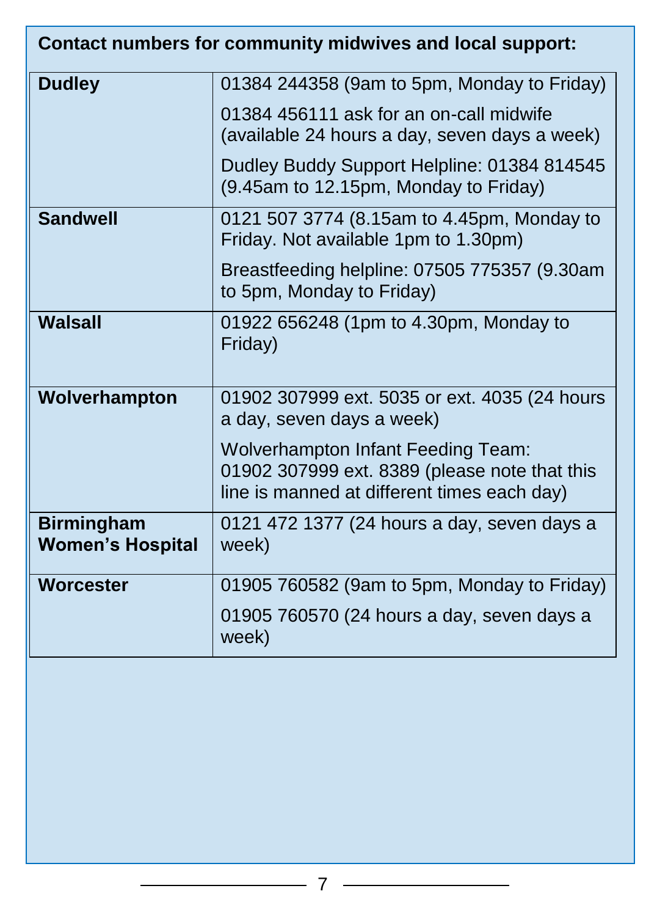**Contact numbers for community midwives and local support:**

| | |
|---|---|
| **Dudley** | 01384 244358 (9am to 5pm, Monday to Friday)<br><br>01384 456111 ask for an on-call midwife (available 24 hours a day, seven days a week)<br><br>Dudley Buddy Support Helpline: 01384 814545 (9.45am to 12.15pm, Monday to Friday) |
| **Sandwell** | 0121 507 3774 (8.15am to 4.45pm, Monday to Friday. Not available 1pm to 1.30pm)<br><br>Breastfeeding helpline: 07505 775357 (9.30am to 5pm, Monday to Friday) |
| **Walsall** | 01922 656248 (1pm to 4.30pm, Monday to Friday) |
| **Wolverhampton** | 01902 307999 ext. 5035 or ext. 4035 (24 hours a day, seven days a week)<br><br>Wolverhampton Infant Feeding Team: 01902 307999 ext. 8389 (please note that this line is manned at different times each day) |
| **Birmingham Women's Hospital** | 0121 472 1377 (24 hours a day, seven days a week) |
| **Worcester** | 01905 760582 (9am to 5pm, Monday to Friday)<br><br>01905 760570 (24 hours a day, seven days a week) |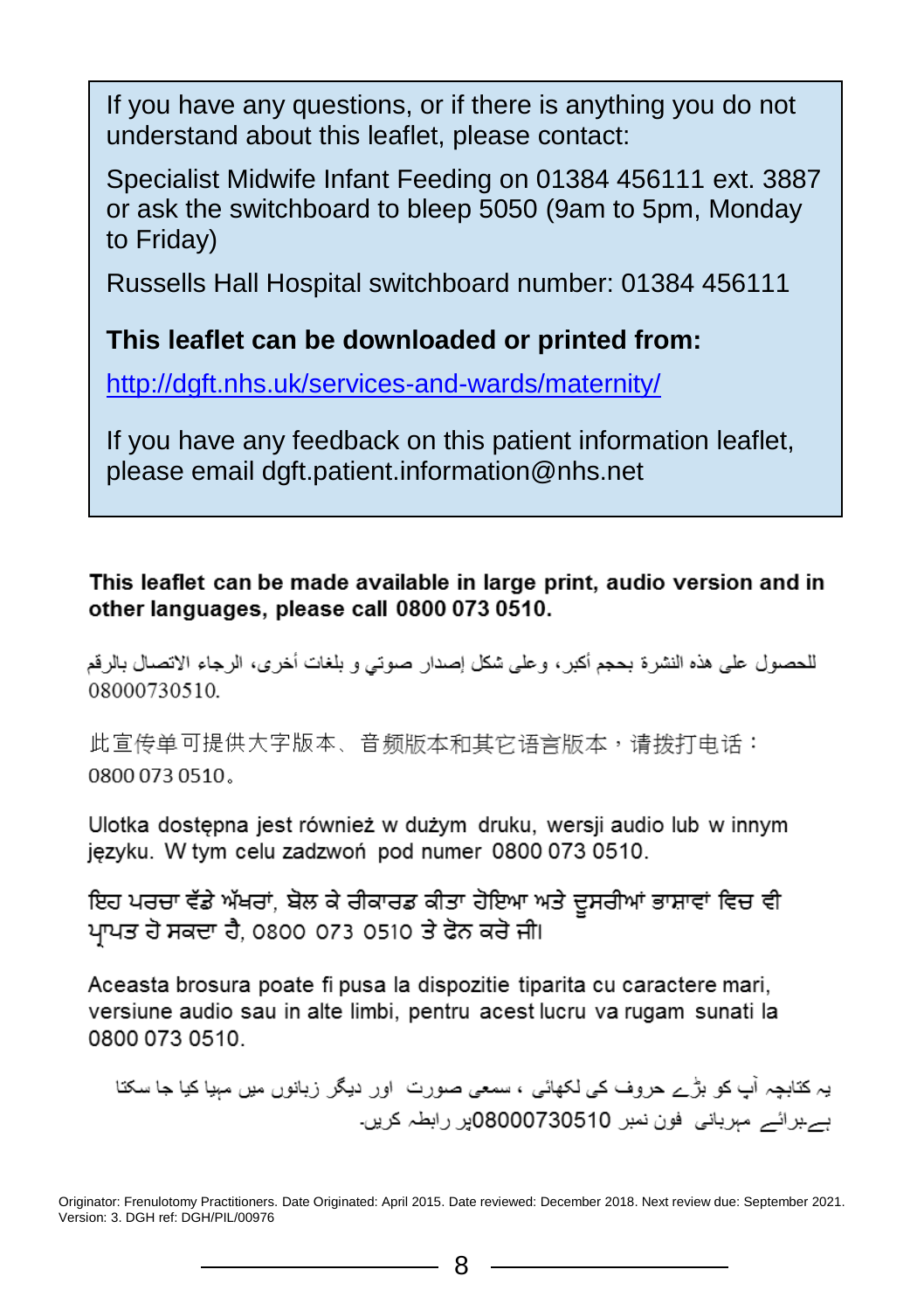If you have any questions, or if there is anything you do not understand about this leaflet, please contact:

Specialist Midwife Infant Feeding on 01384 456111 ext. 3887 or ask the switchboard to bleep 5050 (9am to 5pm, Monday to Friday)

Russells Hall Hospital switchboard number: 01384 456111

**This leaflet can be downloaded or printed from:**

http://dgft.nhs.uk/services-and-wards/maternity/

If you have any feedback on this patient information leaflet, please email dgft.patient.information@nhs.net

**This leaflet can be made available in large print, audio version and in other languages, please call 0800 073 0510.**

للحصول على هذه النشرة بحجم أكبر، وعلى شكل إصدار صوتي و بلغات أخرى، الرجاء الاتصال بالرقم 08000730510.

此宣传单可提供大字版本、音频版本和其它语言版本，请拨打电话：0800 073 0510。

Ulotka dostępna jest również w dużym druku, wersji audio lub w innym języku. W tym celu zadzwoń pod numer 0800 073 0510.

ਇਹ ਪਰਚਾ ਵੱਡੇ ਅੱਖਰਾਂ, ਬੋਲ ਕੇ ਰੀਕਾਰਡ ਕੀਤਾ ਹੋਇਆ ਅਤੇ ਦੂਸਰੀਆਂ ਭਾਸ਼ਾਵਾਂ ਵਿਚ ਵੀ ਪ੍ਰਾਪਤ ਹੋ ਸਕਦਾ ਹੈ, 0800 073 0510 ਤੇ ਫੋਨ ਕਰੋ ਜੀ।

Aceasta brosura poate fi pusa la dispozitie tiparita cu caractere mari, versiune audio sau in alte limbi, pentru acest lucru va rugam sunati la 0800 073 0510.

یہ کتابچہ آپ کو بڑے حروف کی لکھائی ، سمعی صورت اور دیگر زبانوں میں مہیا کیا جا سکتا ہے۔برائے مہربانی فون نمبر 08000730510پر رابطہ کریں۔

Originator: Frenulotomy Practitioners. Date Originated: April 2015. Date reviewed: December 2018. Next review due: September 2021. Version: 3. DGH ref: DGH/PIL/00976